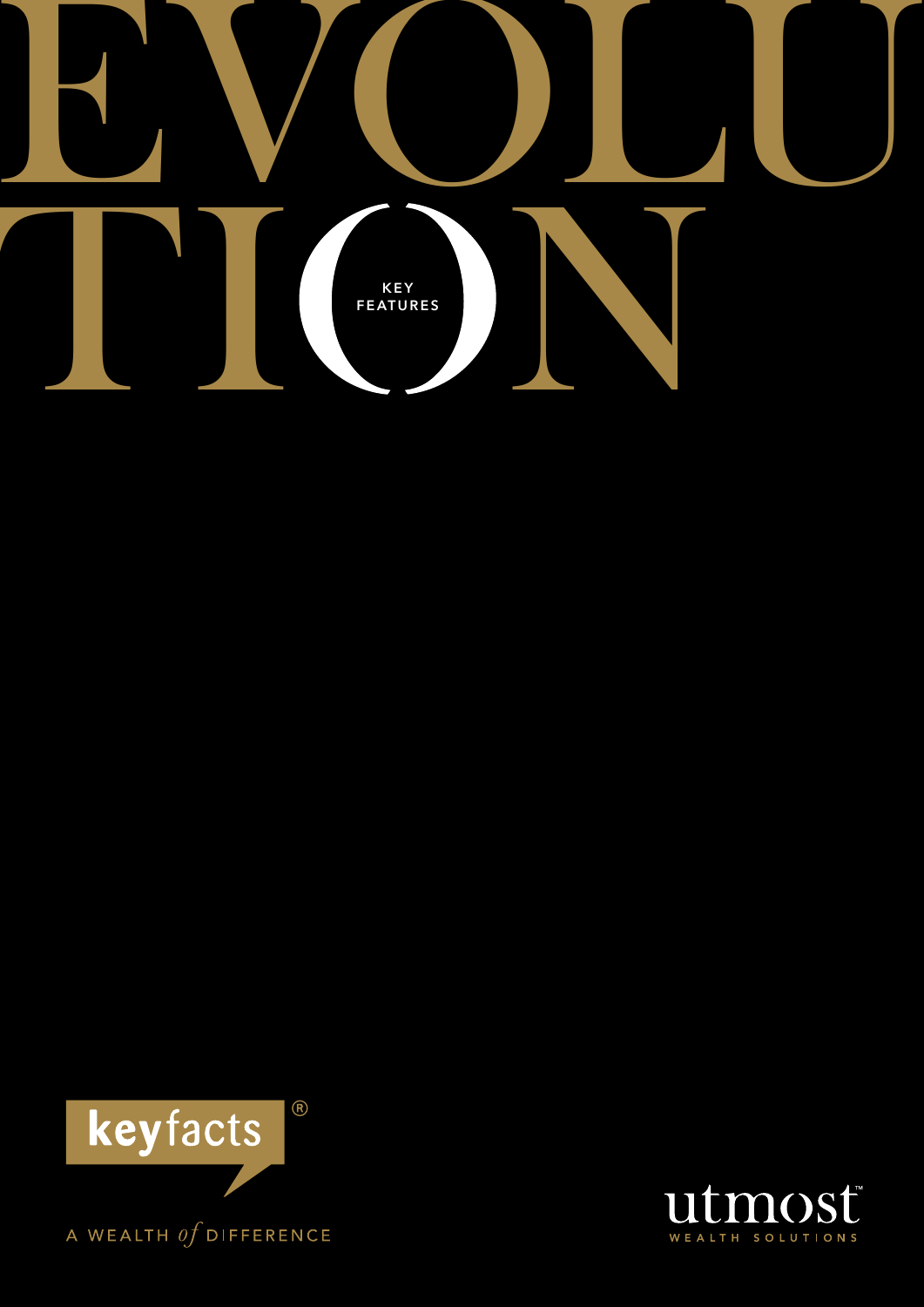# EVOLUTION

## KEY FEATURES

keyfacts®

A WEALTH *of* DIFFERENCE

utmost™ WEALTH SOLUTIONS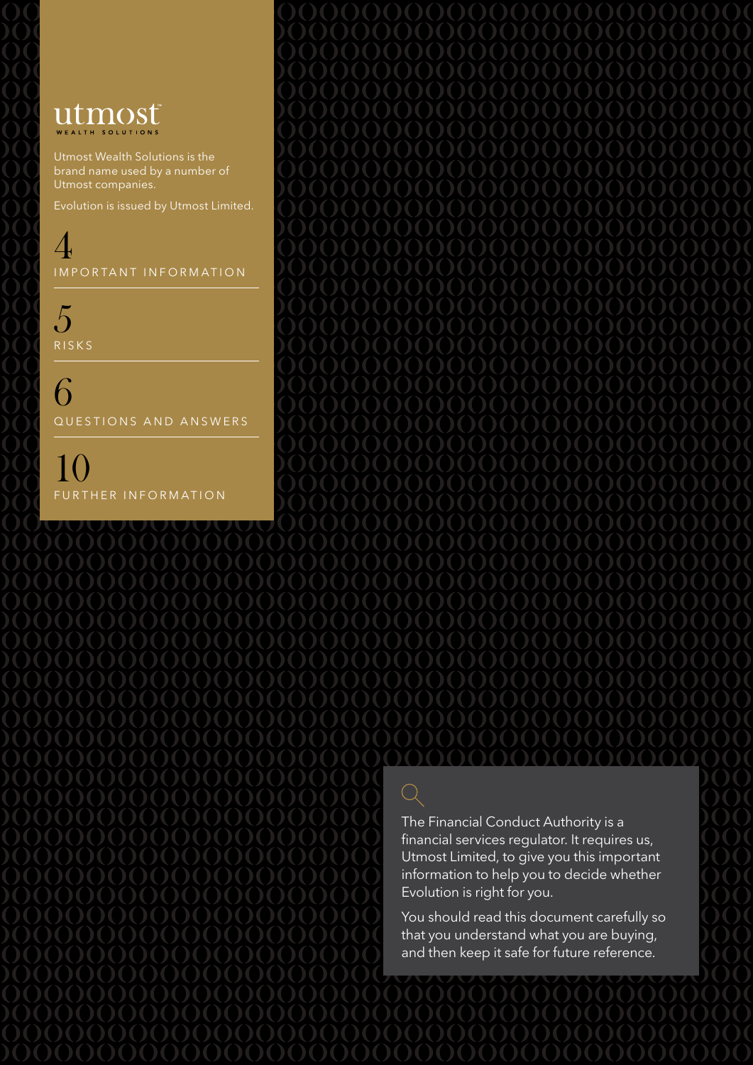utmost
WEALTH SOLUTIONS

Utmost Wealth Solutions is the brand name used by a number of Utmost companies.

Evolution is issued by Utmost Limited.

4 IMPORTANT INFORMATION

5 RISKS

6 QUESTIONS AND ANSWERS

10 FURTHER INFORMATION

The Financial Conduct Authority is a financial services regulator. It requires us, Utmost Limited, to give you this important information to help you to decide whether Evolution is right for you.

You should read this document carefully so that you understand what you are buying, and then keep it safe for future reference.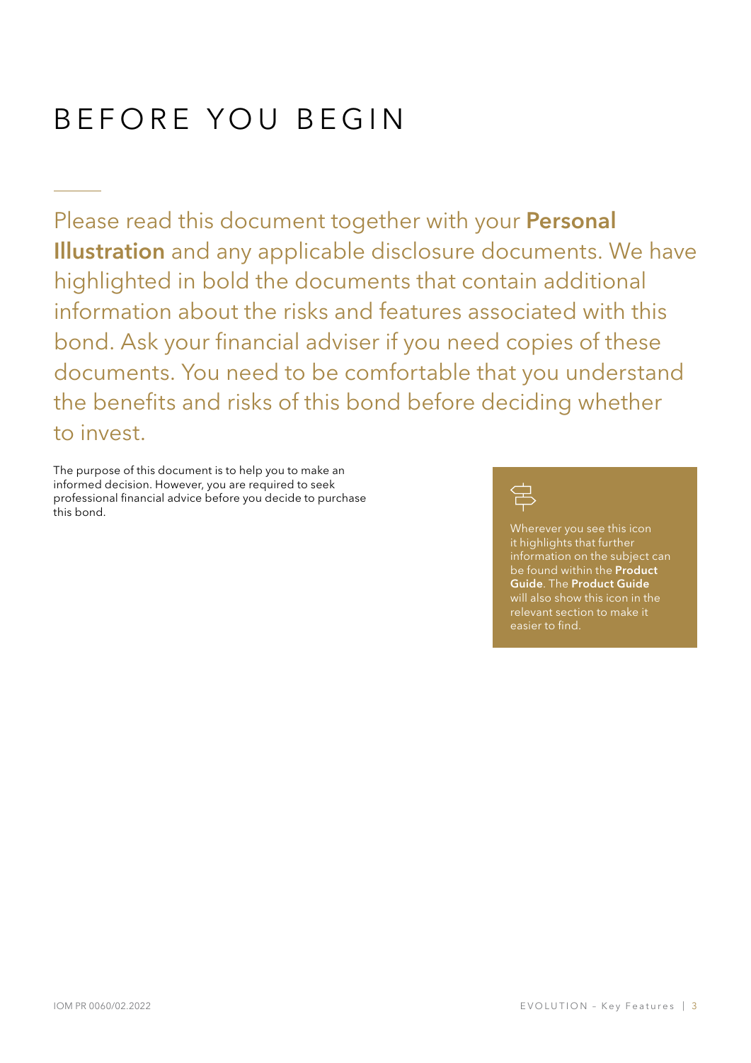# BEFORE YOU BEGIN

Please read this document together with your **Personal Illustration** and any applicable disclosure documents. We have highlighted in bold the documents that contain additional information about the risks and features associated with this bond. Ask your financial adviser if you need copies of these documents. You need to be comfortable that you understand the benefits and risks of this bond before deciding whether to invest.

The purpose of this document is to help you to make an informed decision. However, you are required to seek professional financial advice before you decide to purchase this bond.

Wherever you see this icon it highlights that further information on the subject can be found within the **Product Guide**. The **Product Guide** will also show this icon in the relevant section to make it easier to find.

IOM PR 0060/02.2022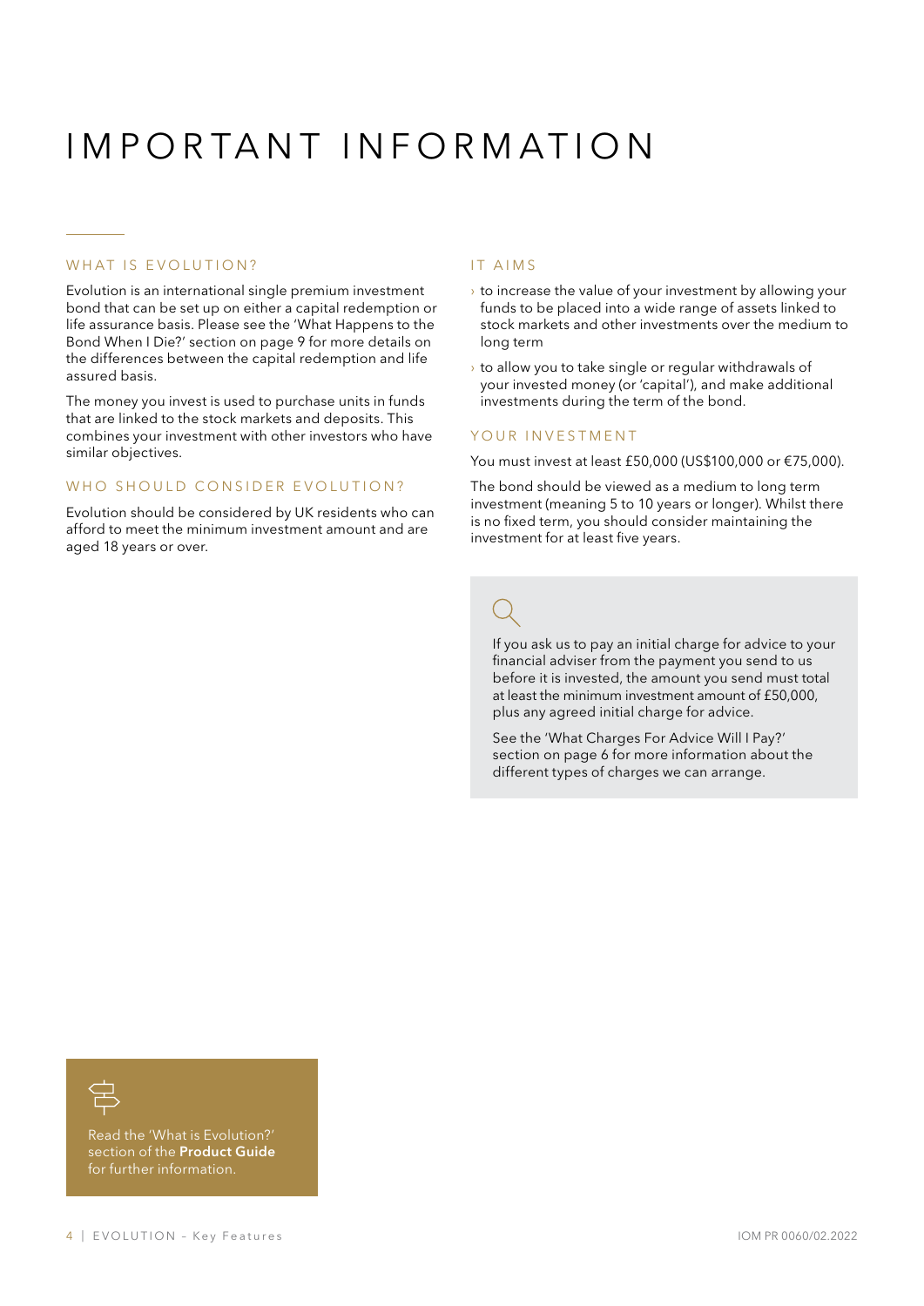# IMPORTANT INFORMATION

## WHAT IS EVOLUTION?

Evolution is an international single premium investment bond that can be set up on either a capital redemption or life assurance basis. Please see the 'What Happens to the Bond When I Die?' section on page 9 for more details on the differences between the capital redemption and life assured basis.

The money you invest is used to purchase units in funds that are linked to the stock markets and deposits. This combines your investment with other investors who have similar objectives.

## WHO SHOULD CONSIDER EVOLUTION?

Evolution should be considered by UK residents who can afford to meet the minimum investment amount and are aged 18 years or over.

## IT AIMS

- to increase the value of your investment by allowing your funds to be placed into a wide range of assets linked to stock markets and other investments over the medium to long term
- to allow you to take single or regular withdrawals of your invested money (or 'capital'), and make additional investments during the term of the bond.

## YOUR INVESTMENT

You must invest at least £50,000 (US$100,000 or €75,000).

The bond should be viewed as a medium to long term investment (meaning 5 to 10 years or longer). Whilst there is no fixed term, you should consider maintaining the investment for at least five years.

If you ask us to pay an initial charge for advice to your financial adviser from the payment you send to us before it is invested, the amount you send must total at least the minimum investment amount of £50,000, plus any agreed initial charge for advice.

See the 'What Charges For Advice Will I Pay?' section on page 6 for more information about the different types of charges we can arrange.

Read the 'What is Evolution?' section of the **Product Guide** for further information.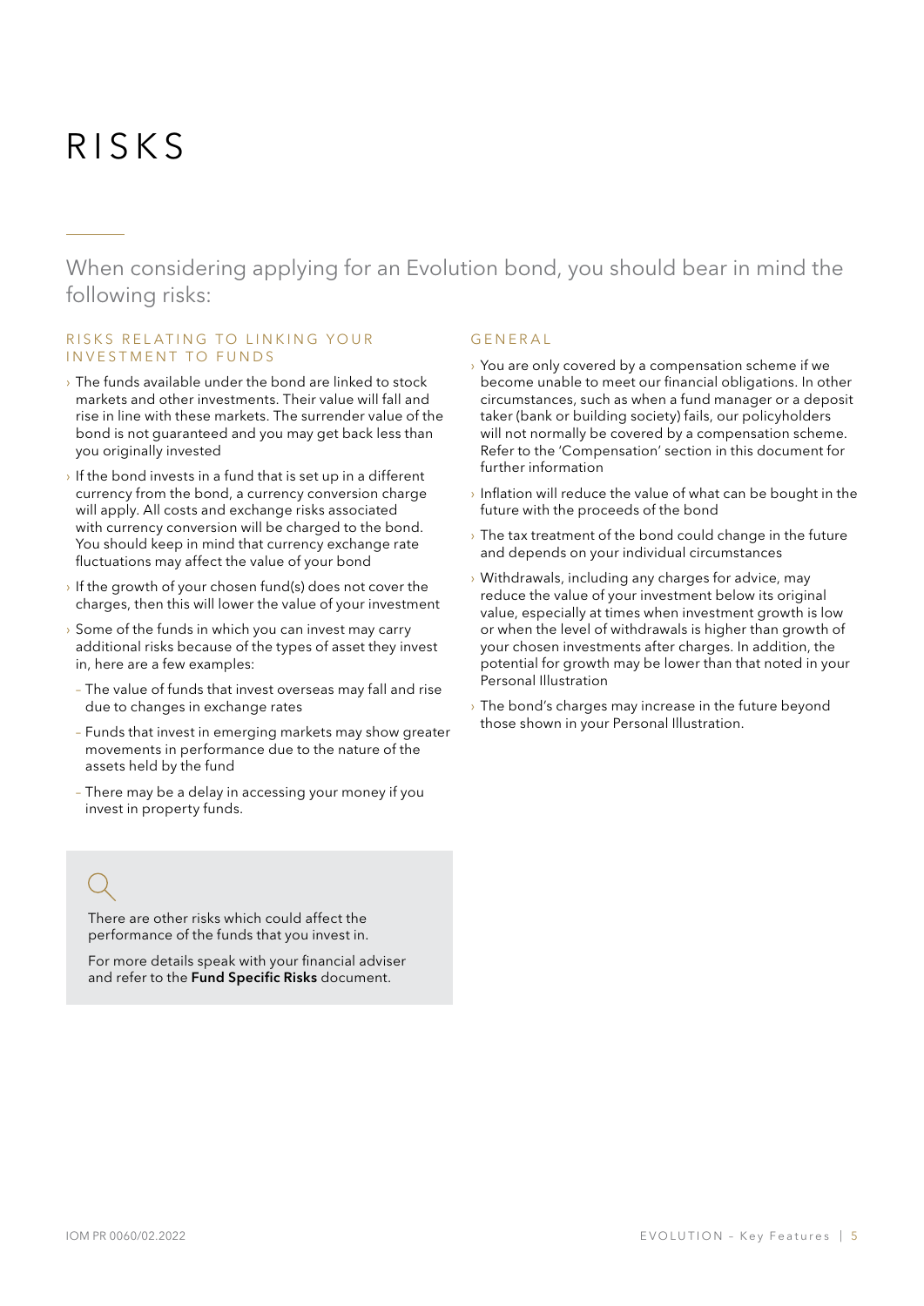# RISKS

When considering applying for an Evolution bond, you should bear in mind the following risks:

## RISKS RELATING TO LINKING YOUR INVESTMENT TO FUNDS

- The funds available under the bond are linked to stock markets and other investments. Their value will fall and rise in line with these markets. The surrender value of the bond is not guaranteed and you may get back less than you originally invested
- If the bond invests in a fund that is set up in a different currency from the bond, a currency conversion charge will apply. All costs and exchange risks associated with currency conversion will be charged to the bond. You should keep in mind that currency exchange rate fluctuations may affect the value of your bond
- If the growth of your chosen fund(s) does not cover the charges, then this will lower the value of your investment
- Some of the funds in which you can invest may carry additional risks because of the types of asset they invest in, here are a few examples:
  - The value of funds that invest overseas may fall and rise due to changes in exchange rates
  - Funds that invest in emerging markets may show greater movements in performance due to the nature of the assets held by the fund
  - There may be a delay in accessing your money if you invest in property funds.

There are other risks which could affect the performance of the funds that you invest in.

For more details speak with your financial adviser and refer to the **Fund Specific Risks** document.

## GENERAL

- You are only covered by a compensation scheme if we become unable to meet our financial obligations. In other circumstances, such as when a fund manager or a deposit taker (bank or building society) fails, our policyholders will not normally be covered by a compensation scheme. Refer to the 'Compensation' section in this document for further information
- Inflation will reduce the value of what can be bought in the future with the proceeds of the bond
- The tax treatment of the bond could change in the future and depends on your individual circumstances
- Withdrawals, including any charges for advice, may reduce the value of your investment below its original value, especially at times when investment growth is low or when the level of withdrawals is higher than growth of your chosen investments after charges. In addition, the potential for growth may be lower than that noted in your Personal Illustration
- The bond's charges may increase in the future beyond those shown in your Personal Illustration.

IOM PR 0060/02.2022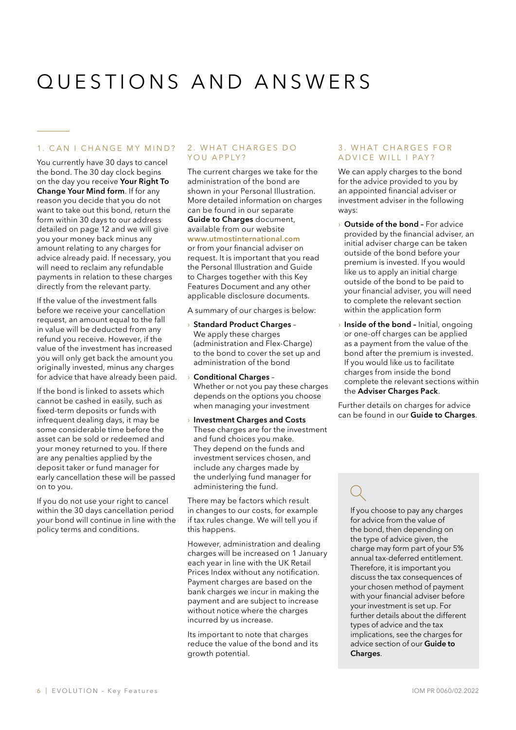# QUESTIONS AND ANSWERS

## 1. CAN I CHANGE MY MIND?

You currently have 30 days to cancel the bond. The 30 day clock begins on the day you receive **Your Right To Change Your Mind form**. If for any reason you decide that you do not want to take out this bond, return the form within 30 days to our address detailed on page 12 and we will give you your money back minus any amount relating to any charges for advice already paid. If necessary, you will need to reclaim any refundable payments in relation to these charges directly from the relevant party.

If the value of the investment falls before we receive your cancellation request, an amount equal to the fall in value will be deducted from any refund you receive. However, if the value of the investment has increased you will only get back the amount you originally invested, minus any charges for advice that have already been paid.

If the bond is linked to assets which cannot be cashed in easily, such as fixed-term deposits or funds with infrequent dealing days, it may be some considerable time before the asset can be sold or redeemed and your money returned to you. If there are any penalties applied by the deposit taker or fund manager for early cancellation these will be passed on to you.

If you do not use your right to cancel within the 30 days cancellation period your bond will continue in line with the policy terms and conditions.

## 2. WHAT CHARGES DO YOU APPLY?

The current charges we take for the administration of the bond are shown in your Personal Illustration. More detailed information on charges can be found in our separate **Guide to Charges** document, available from our website **www.utmostinternational.com** or from your financial adviser on request. It is important that you read the Personal Illustration and Guide to Charges together with this Key Features Document and any other applicable disclosure documents.

A summary of our charges is below:

- **Standard Product Charges** – We apply these charges (administration and Flex-Charge) to the bond to cover the set up and administration of the bond
- **Conditional Charges** – Whether or not you pay these charges depends on the options you choose when managing your investment
- **Investment Charges and Costs** These charges are for the investment and fund choices you make. They depend on the funds and investment services chosen, and include any charges made by the underlying fund manager for administering the fund.

There may be factors which result in changes to our costs, for example if tax rules change. We will tell you if this happens.

However, administration and dealing charges will be increased on 1 January each year in line with the UK Retail Prices Index without any notification. Payment charges are based on the bank charges we incur in making the payment and are subject to increase without notice where the charges incurred by us increase.

Its important to note that charges reduce the value of the bond and its growth potential.

## 3. WHAT CHARGES FOR ADVICE WILL I PAY?

We can apply charges to the bond for the advice provided to you by an appointed financial adviser or investment adviser in the following ways:

- **Outside of the bond –** For advice provided by the financial adviser, an initial adviser charge can be taken outside of the bond before your premium is invested. If you would like us to apply an initial charge outside of the bond to be paid to your financial adviser, you will need to complete the relevant section within the application form
- **Inside of the bond –** Initial, ongoing or one-off charges can be applied as a payment from the value of the bond after the premium is invested. If you would like us to facilitate charges from inside the bond complete the relevant sections within the **Adviser Charges Pack**.

Further details on charges for advice can be found in our **Guide to Charges**.

If you choose to pay any charges for advice from the value of the bond, then depending on the type of advice given, the charge may form part of your 5% annual tax-deferred entitlement. Therefore, it is important you discuss the tax consequences of your chosen method of payment with your financial adviser before your investment is set up. For further details about the different types of advice and the tax implications, see the charges for advice section of our **Guide to Charges**.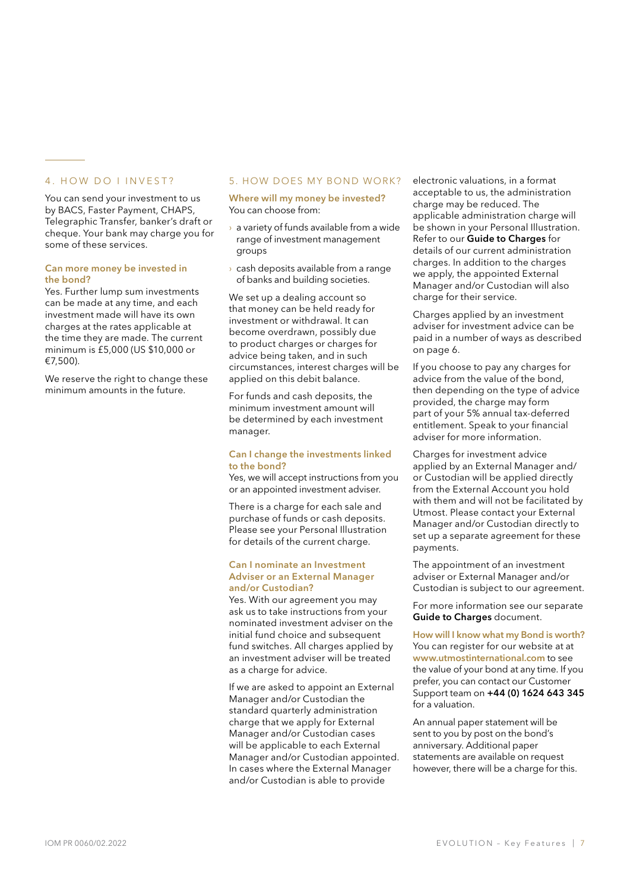## 4. HOW DO I INVEST?

You can send your investment to us by BACS, Faster Payment, CHAPS, Telegraphic Transfer, banker's draft or cheque. Your bank may charge you for some of these services.

### Can more money be invested in the bond?

Yes. Further lump sum investments can be made at any time, and each investment made will have its own charges at the rates applicable at the time they are made. The current minimum is £5,000 (US $10,000 or €7,500).

We reserve the right to change these minimum amounts in the future.

## 5. HOW DOES MY BOND WORK?

### Where will my money be invested?

You can choose from:

- a variety of funds available from a wide range of investment management groups
- cash deposits available from a range of banks and building societies.

We set up a dealing account so that money can be held ready for investment or withdrawal. It can become overdrawn, possibly due to product charges or charges for advice being taken, and in such circumstances, interest charges will be applied on this debit balance.

For funds and cash deposits, the minimum investment amount will be determined by each investment manager.

### Can I change the investments linked to the bond?

Yes, we will accept instructions from you or an appointed investment adviser.

There is a charge for each sale and purchase of funds or cash deposits. Please see your Personal Illustration for details of the current charge.

### Can I nominate an Investment Adviser or an External Manager and/or Custodian?

Yes. With our agreement you may ask us to take instructions from your nominated investment adviser on the initial fund choice and subsequent fund switches. All charges applied by an investment adviser will be treated as a charge for advice.

If we are asked to appoint an External Manager and/or Custodian the standard quarterly administration charge that we apply for External Manager and/or Custodian cases will be applicable to each External Manager and/or Custodian appointed. In cases where the External Manager and/or Custodian is able to provide electronic valuations, in a format acceptable to us, the administration charge may be reduced. The applicable administration charge will be shown in your Personal Illustration. Refer to our **Guide to Charges** for details of our current administration charges. In addition to the charges we apply, the appointed External Manager and/or Custodian will also charge for their service.

Charges applied by an investment adviser for investment advice can be paid in a number of ways as described on page 6.

If you choose to pay any charges for advice from the value of the bond, then depending on the type of advice provided, the charge may form part of your 5% annual tax-deferred entitlement. Speak to your financial adviser for more information.

Charges for investment advice applied by an External Manager and/or Custodian will be applied directly from the External Account you hold with them and will not be facilitated by Utmost. Please contact your External Manager and/or Custodian directly to set up a separate agreement for these payments.

The appointment of an investment adviser or External Manager and/or Custodian is subject to our agreement.

For more information see our separate **Guide to Charges** document.

### How will I know what my Bond is worth?

You can register for our website at at www.utmostinternational.com to see the value of your bond at any time. If you prefer, you can contact our Customer Support team on **+44 (0) 1624 643 345** for a valuation.

An annual paper statement will be sent to you by post on the bond's anniversary. Additional paper statements are available on request however, there will be a charge for this.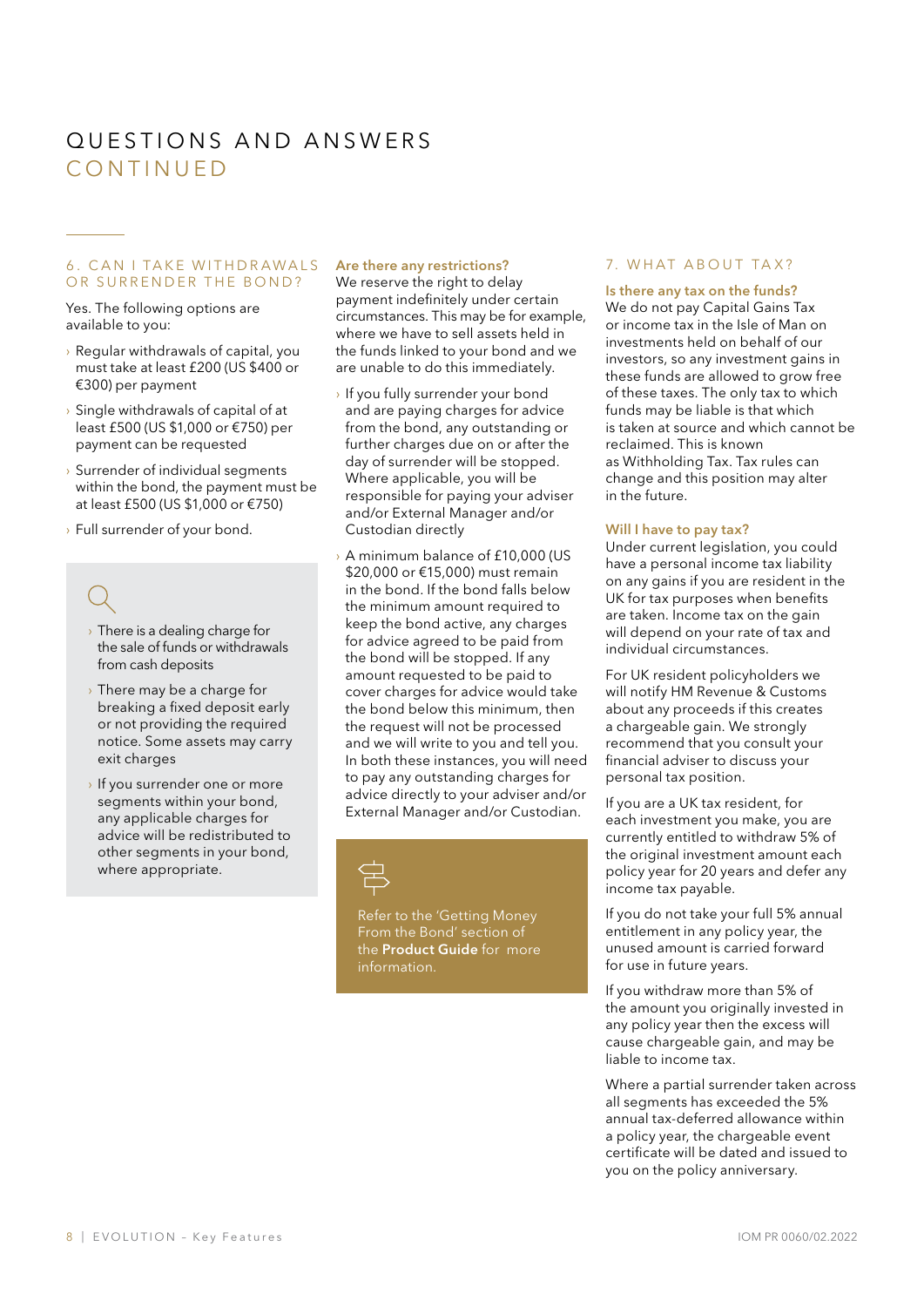# QUESTIONS AND ANSWERS CONTINUED

## 6. CAN I TAKE WITHDRAWALS OR SURRENDER THE BOND?

Yes. The following options are available to you:

- Regular withdrawals of capital, you must take at least £200 (US $400 or €300) per payment
- Single withdrawals of capital of at least £500 (US $1,000 or €750) per payment can be requested
- Surrender of individual segments within the bond, the payment must be at least £500 (US $1,000 or €750)
- Full surrender of your bond.

> - There is a dealing charge for the sale of funds or withdrawals from cash deposits
> - There may be a charge for breaking a fixed deposit early or not providing the required notice. Some assets may carry exit charges
> - If you surrender one or more segments within your bond, any applicable charges for advice will be redistributed to other segments in your bond, where appropriate.

### Are there any restrictions?

We reserve the right to delay payment indefinitely under certain circumstances. This may be for example, where we have to sell assets held in the funds linked to your bond and we are unable to do this immediately.

- If you fully surrender your bond and are paying charges for advice from the bond, any outstanding or further charges due on or after the day of surrender will be stopped. Where applicable, you will be responsible for paying your adviser and/or External Manager and/or Custodian directly
- A minimum balance of £10,000 (US $20,000 or €15,000) must remain in the bond. If the bond falls below the minimum amount required to keep the bond active, any charges for advice agreed to be paid from the bond will be stopped. If any amount requested to be paid to cover charges for advice would take the bond below this minimum, then the request will not be processed and we will write to you and tell you. In both these instances, you will need to pay any outstanding charges for advice directly to your adviser and/or External Manager and/or Custodian.

> Refer to the 'Getting Money From the Bond' section of the **Product Guide** for more information.

## 7. WHAT ABOUT TAX?

### Is there any tax on the funds?

We do not pay Capital Gains Tax or income tax in the Isle of Man on investments held on behalf of our investors, so any investment gains in these funds are allowed to grow free of these taxes. The only tax to which funds may be liable is that which is taken at source and which cannot be reclaimed. This is known as Withholding Tax. Tax rules can change and this position may alter in the future.

### Will I have to pay tax?

Under current legislation, you could have a personal income tax liability on any gains if you are resident in the UK for tax purposes when benefits are taken. Income tax on the gain will depend on your rate of tax and individual circumstances.

For UK resident policyholders we will notify HM Revenue & Customs about any proceeds if this creates a chargeable gain. We strongly recommend that you consult your financial adviser to discuss your personal tax position.

If you are a UK tax resident, for each investment you make, you are currently entitled to withdraw 5% of the original investment amount each policy year for 20 years and defer any income tax payable.

If you do not take your full 5% annual entitlement in any policy year, the unused amount is carried forward for use in future years.

If you withdraw more than 5% of the amount you originally invested in any policy year then the excess will cause chargeable gain, and may be liable to income tax.

Where a partial surrender taken across all segments has exceeded the 5% annual tax-deferred allowance within a policy year, the chargeable event certificate will be dated and issued to you on the policy anniversary.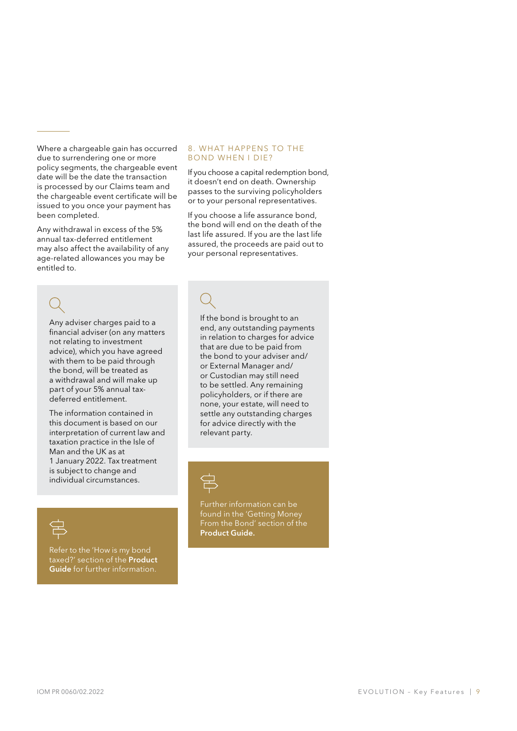Where a chargeable gain has occurred due to surrendering one or more policy segments, the chargeable event date will be the date the transaction is processed by our Claims team and the chargeable event certificate will be issued to you once your payment has been completed.

Any withdrawal in excess of the 5% annual tax-deferred entitlement may also affect the availability of any age-related allowances you may be entitled to.

Any adviser charges paid to a financial adviser (on any matters not relating to investment advice), which you have agreed with them to be paid through the bond, will be treated as a withdrawal and will make up part of your 5% annual tax-deferred entitlement.

The information contained in this document is based on our interpretation of current law and taxation practice in the Isle of Man and the UK as at 1 January 2022. Tax treatment is subject to change and individual circumstances.

Refer to the 'How is my bond taxed?' section of the **Product Guide** for further information.

## 8. WHAT HAPPENS TO THE BOND WHEN I DIE?

If you choose a capital redemption bond, it doesn't end on death. Ownership passes to the surviving policyholders or to your personal representatives.

If you choose a life assurance bond, the bond will end on the death of the last life assured. If you are the last life assured, the proceeds are paid out to your personal representatives.

If the bond is brought to an end, any outstanding payments in relation to charges for advice that are due to be paid from the bond to your adviser and/or External Manager and/or Custodian may still need to be settled. Any remaining policyholders, or if there are none, your estate, will need to settle any outstanding charges for advice directly with the relevant party.

Further information can be found in the 'Getting Money From the Bond' section of the **Product Guide.**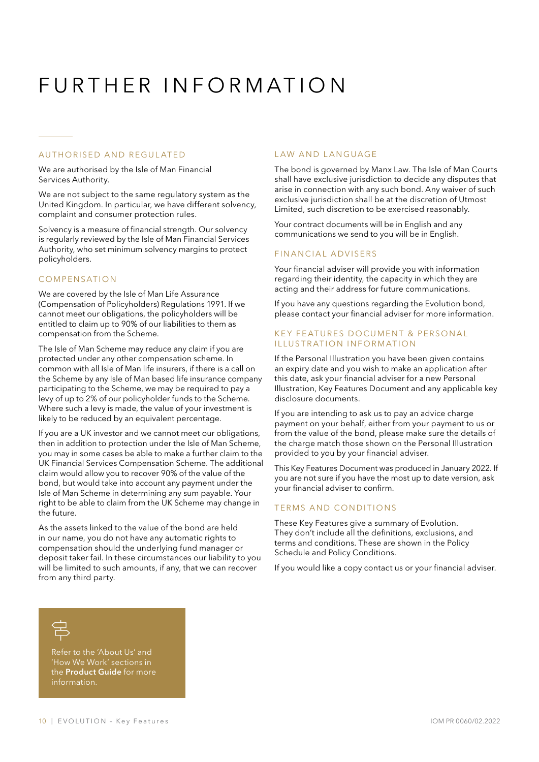# FURTHER INFORMATION

## AUTHORISED AND REGULATED

We are authorised by the Isle of Man Financial Services Authority.

We are not subject to the same regulatory system as the United Kingdom. In particular, we have different solvency, complaint and consumer protection rules.

Solvency is a measure of financial strength. Our solvency is regularly reviewed by the Isle of Man Financial Services Authority, who set minimum solvency margins to protect policyholders.

## COMPENSATION

We are covered by the Isle of Man Life Assurance (Compensation of Policyholders) Regulations 1991. If we cannot meet our obligations, the policyholders will be entitled to claim up to 90% of our liabilities to them as compensation from the Scheme.

The Isle of Man Scheme may reduce any claim if you are protected under any other compensation scheme. In common with all Isle of Man life insurers, if there is a call on the Scheme by any Isle of Man based life insurance company participating to the Scheme, we may be required to pay a levy of up to 2% of our policyholder funds to the Scheme. Where such a levy is made, the value of your investment is likely to be reduced by an equivalent percentage.

If you are a UK investor and we cannot meet our obligations, then in addition to protection under the Isle of Man Scheme, you may in some cases be able to make a further claim to the UK Financial Services Compensation Scheme. The additional claim would allow you to recover 90% of the value of the bond, but would take into account any payment under the Isle of Man Scheme in determining any sum payable. Your right to be able to claim from the UK Scheme may change in the future.

As the assets linked to the value of the bond are held in our name, you do not have any automatic rights to compensation should the underlying fund manager or deposit taker fail. In these circumstances our liability to you will be limited to such amounts, if any, that we can recover from any third party.

Refer to the 'About Us' and 'How We Work' sections in the **Product Guide** for more information.

## LAW AND LANGUAGE

The bond is governed by Manx Law. The Isle of Man Courts shall have exclusive jurisdiction to decide any disputes that arise in connection with any such bond. Any waiver of such exclusive jurisdiction shall be at the discretion of Utmost Limited, such discretion to be exercised reasonably.

Your contract documents will be in English and any communications we send to you will be in English.

## FINANCIAL ADVISERS

Your financial adviser will provide you with information regarding their identity, the capacity in which they are acting and their address for future communications.

If you have any questions regarding the Evolution bond, please contact your financial adviser for more information.

## KEY FEATURES DOCUMENT & PERSONAL ILLUSTRATION INFORMATION

If the Personal Illustration you have been given contains an expiry date and you wish to make an application after this date, ask your financial adviser for a new Personal Illustration, Key Features Document and any applicable key disclosure documents.

If you are intending to ask us to pay an advice charge payment on your behalf, either from your payment to us or from the value of the bond, please make sure the details of the charge match those shown on the Personal Illustration provided to you by your financial adviser.

This Key Features Document was produced in January 2022. If you are not sure if you have the most up to date version, ask your financial adviser to confirm.

## TERMS AND CONDITIONS

These Key Features give a summary of Evolution. They don't include all the definitions, exclusions, and terms and conditions. These are shown in the Policy Schedule and Policy Conditions.

If you would like a copy contact us or your financial adviser.

IOM PR 0060/02.2022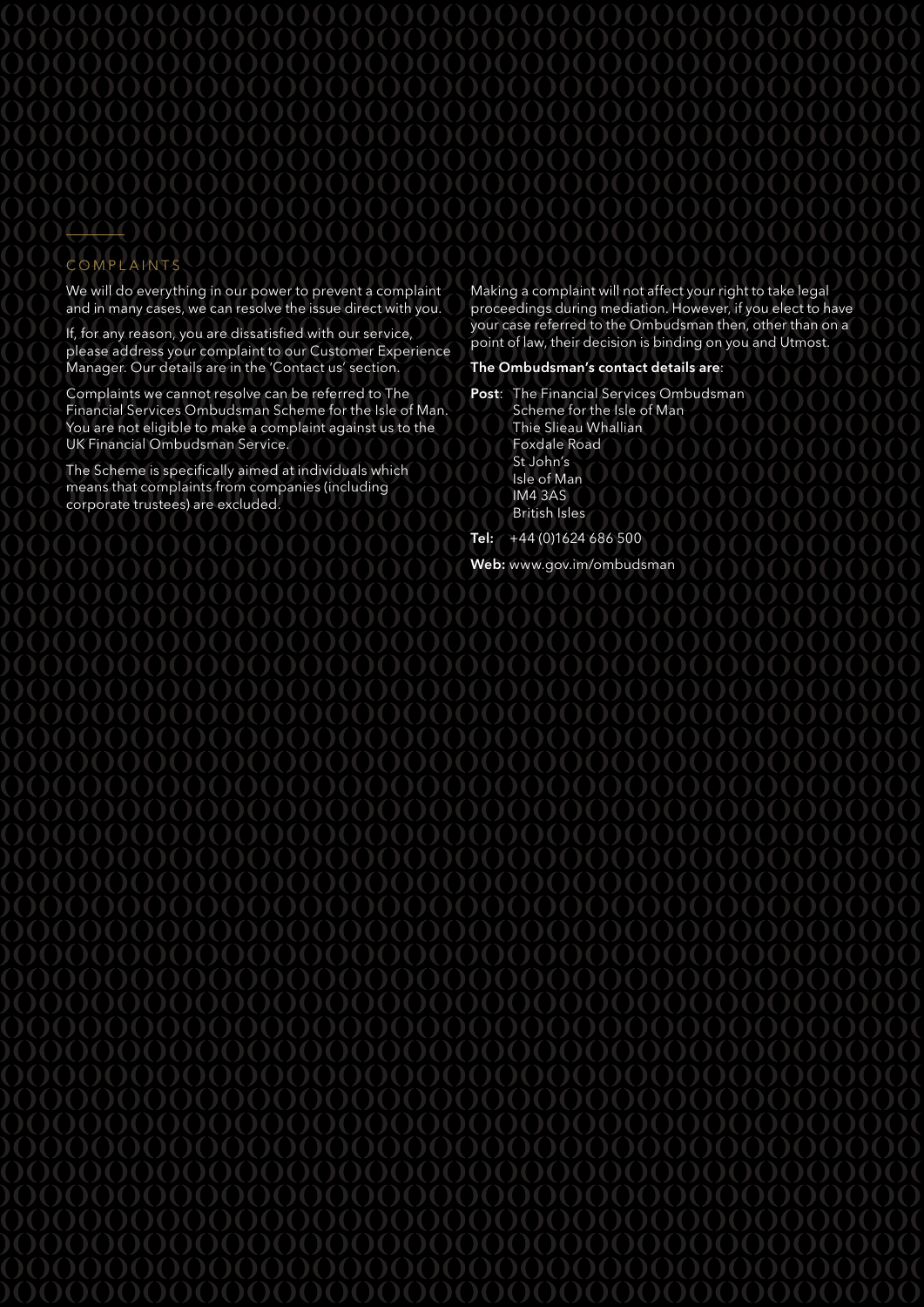## COMPLAINTS

We will do everything in our power to prevent a complaint and in many cases, we can resolve the issue direct with you.

If, for any reason, you are dissatisfied with our service, please address your complaint to our Customer Experience Manager. Our details are in the 'Contact us' section.

Complaints we cannot resolve can be referred to The Financial Services Ombudsman Scheme for the Isle of Man. You are not eligible to make a complaint against us to the UK Financial Ombudsman Service.

The Scheme is specifically aimed at individuals which means that complaints from companies (including corporate trustees) are excluded.

Making a complaint will not affect your right to take legal proceedings during mediation. However, if you elect to have your case referred to the Ombudsman then, other than on a point of law, their decision is binding on you and Utmost.

**The Ombudsman's contact details are**:

**Post**: The Financial Services Ombudsman  
Scheme for the Isle of Man  
Thie Slieau Whallian  
Foxdale Road  
St John's  
Isle of Man  
IM4 3AS  
British Isles

**Tel:** +44 (0)1624 686 500

**Web:** www.gov.im/ombudsman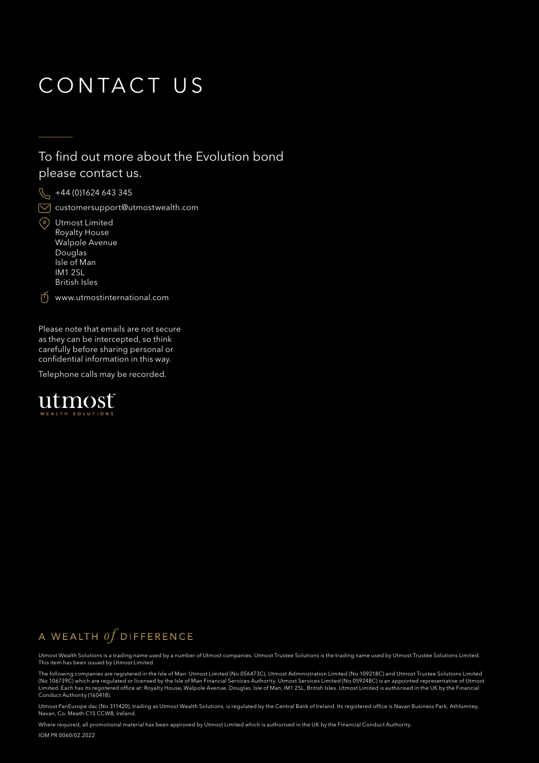# CONTACT US

To find out more about the Evolution bond please contact us.

+44 (0)1624 643 345

customersupport@utmostwealth.com

Utmost Limited
Royalty House
Walpole Avenue
Douglas
Isle of Man
IM1 2SL
British Isles

www.utmostinternational.com

Please note that emails are not secure as they can be intercepted, so think carefully before sharing personal or confidential information in this way.

Telephone calls may be recorded.

utmost
WEALTH SOLUTIONS

A WEALTH *of* DIFFERENCE

Utmost Wealth Solutions is a trading name used by a number of Utmost companies. Utmost Trustee Solutions is the trading name used by Utmost Trustee Solutions Limited. This item has been issued by Utmost Limited.

The following companies are registered in the Isle of Man: Utmost Limited (No 056473C), Utmost Administration Limited (No 109218C) and Utmost Trustee Solutions Limited (No 106739C) which are regulated or licensed by the Isle of Man Financial Services Authority. Utmost Services Limited (No 059248C) is an appointed representative of Utmost Limited. Each has its registered office at: Royalty House, Walpole Avenue, Douglas, Isle of Man, IM1 2SL, British Isles. Utmost Limited is authorised in the UK by the Financial Conduct Authority (160418).

Utmost PanEurope dac (No 311420), trading as Utmost Wealth Solutions, is regulated by the Central Bank of Ireland. Its registered office is Navan Business Park, Athlumney, Navan, Co. Meath C15 CCW8, Ireland.

Where required, all promotional material has been approved by Utmost Limited which is authorised in the UK by the Financial Conduct Authority.

IOM PR 0060/02.2022